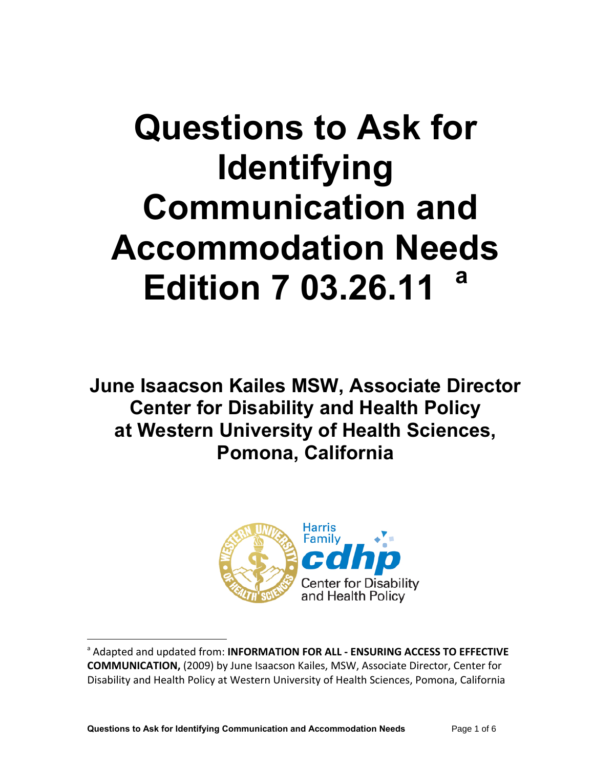# Questions to Ask for Identifying Communication and Accommodation Needs Edition 7 03.26.11 [a]

**June Isaacson Kailes MSW, Associate Director**
**Center for Disability and Health Policy**
**at Western University of Health Sciences,**
**Pomona, California**

[a] Adapted and updated from: **INFORMATION FOR ALL - ENSURING ACCESS TO EFFECTIVE COMMUNICATION,** (2009) by June Isaacson Kailes, MSW, Associate Director, Center for Disability and Health Policy at Western University of Health Sciences, Pomona, California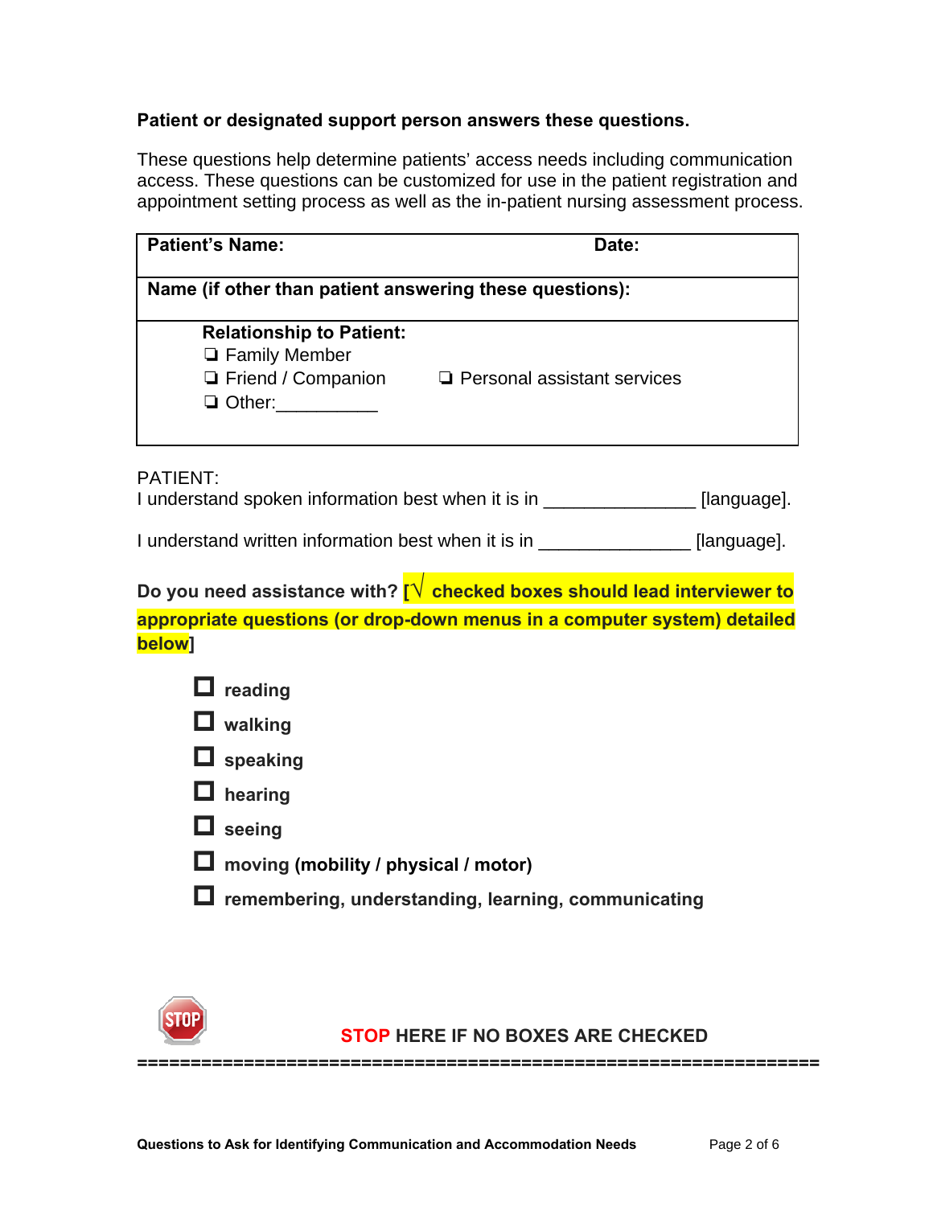**Patient or designated support person answers these questions.**

These questions help determine patients' access needs including communication access. These questions can be customized for use in the patient registration and appointment setting process as well as the in-patient nursing assessment process.

| | |
|---|---|
| **Patient's Name:** | **Date:** |
| **Name (if other than patient answering these questions):** | |
| **Relationship to Patient:**<br>❑ Family Member<br>❑ Friend / Companion<br>❑ Other:__________ | ❑ Personal assistant services |

PATIENT:
I understand spoken information best when it is in _______________ [language].

I understand written information best when it is in _______________ [language].

**Do you need assistance with? [√ checked boxes should lead interviewer to appropriate questions (or drop-down menus in a computer system) detailed below]**

- ☐ **reading**
- ☐ **walking**
- ☐ **speaking**
- ☐ **hearing**
- ☐ **seeing**
- ☐ **moving (mobility / physical / motor)**
- ☐ **remembering, understanding, learning, communicating**

STOP

**STOP HERE IF NO BOXES ARE CHECKED**

**============================================================**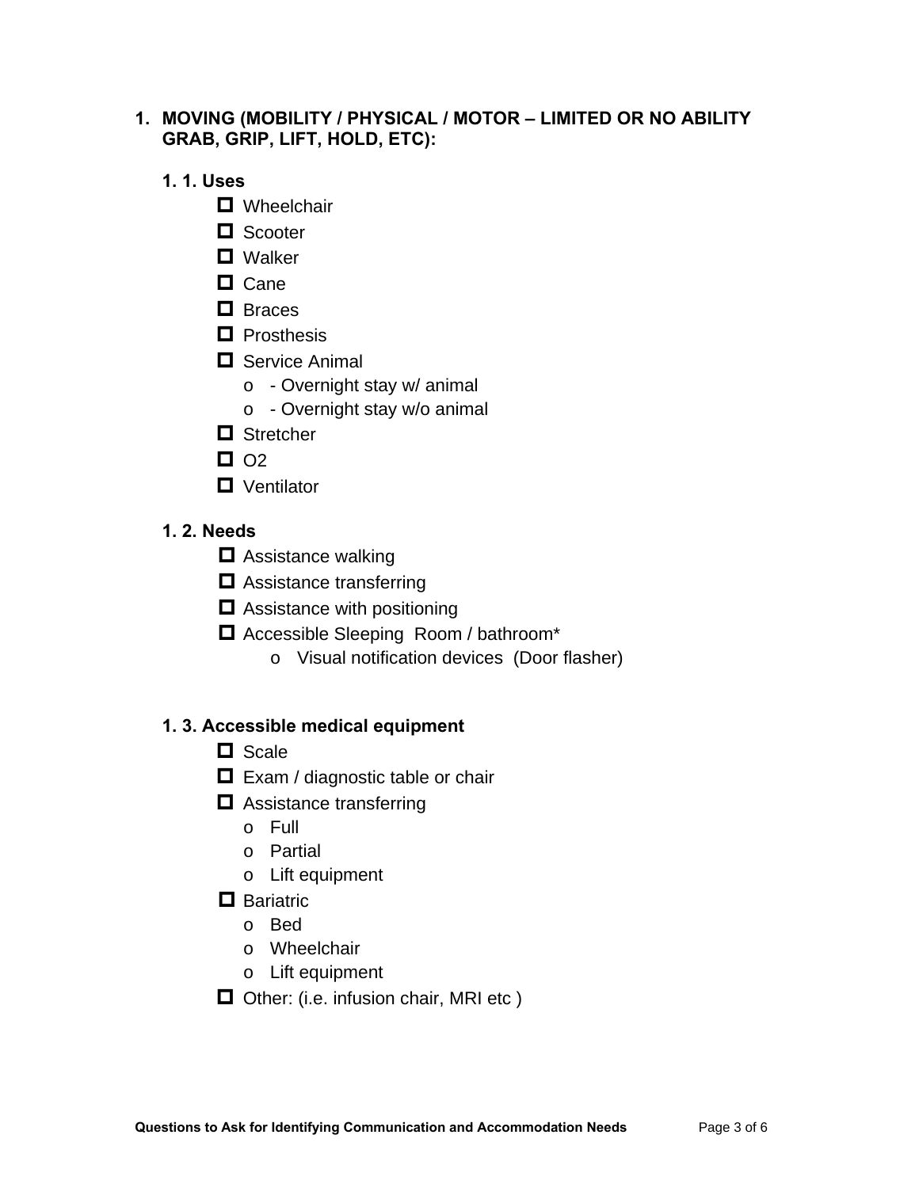1. **MOVING (MOBILITY / PHYSICAL / MOTOR – LIMITED OR NO ABILITY GRAB, GRIP, LIFT, HOLD, ETC):**

   **1. 1. Uses**

   - ☐ Wheelchair
   - ☐ Scooter
   - ☐ Walker
   - ☐ Cane
   - ☐ Braces
   - ☐ Prosthesis
   - ☐ Service Animal
     - - Overnight stay w/ animal
     - - Overnight stay w/o animal
   - ☐ Stretcher
   - ☐ O2
   - ☐ Ventilator

   **1. 2. Needs**

   - ☐ Assistance walking
   - ☐ Assistance transferring
   - ☐ Assistance with positioning
   - ☐ Accessible Sleeping Room / bathroom*
     - Visual notification devices (Door flasher)

   **1. 3. Accessible medical equipment**

   - ☐ Scale
   - ☐ Exam / diagnostic table or chair
   - ☐ Assistance transferring
     - Full
     - Partial
     - Lift equipment
   - ☐ Bariatric
     - Bed
     - Wheelchair
     - Lift equipment
   - ☐ Other: (i.e. infusion chair, MRI etc )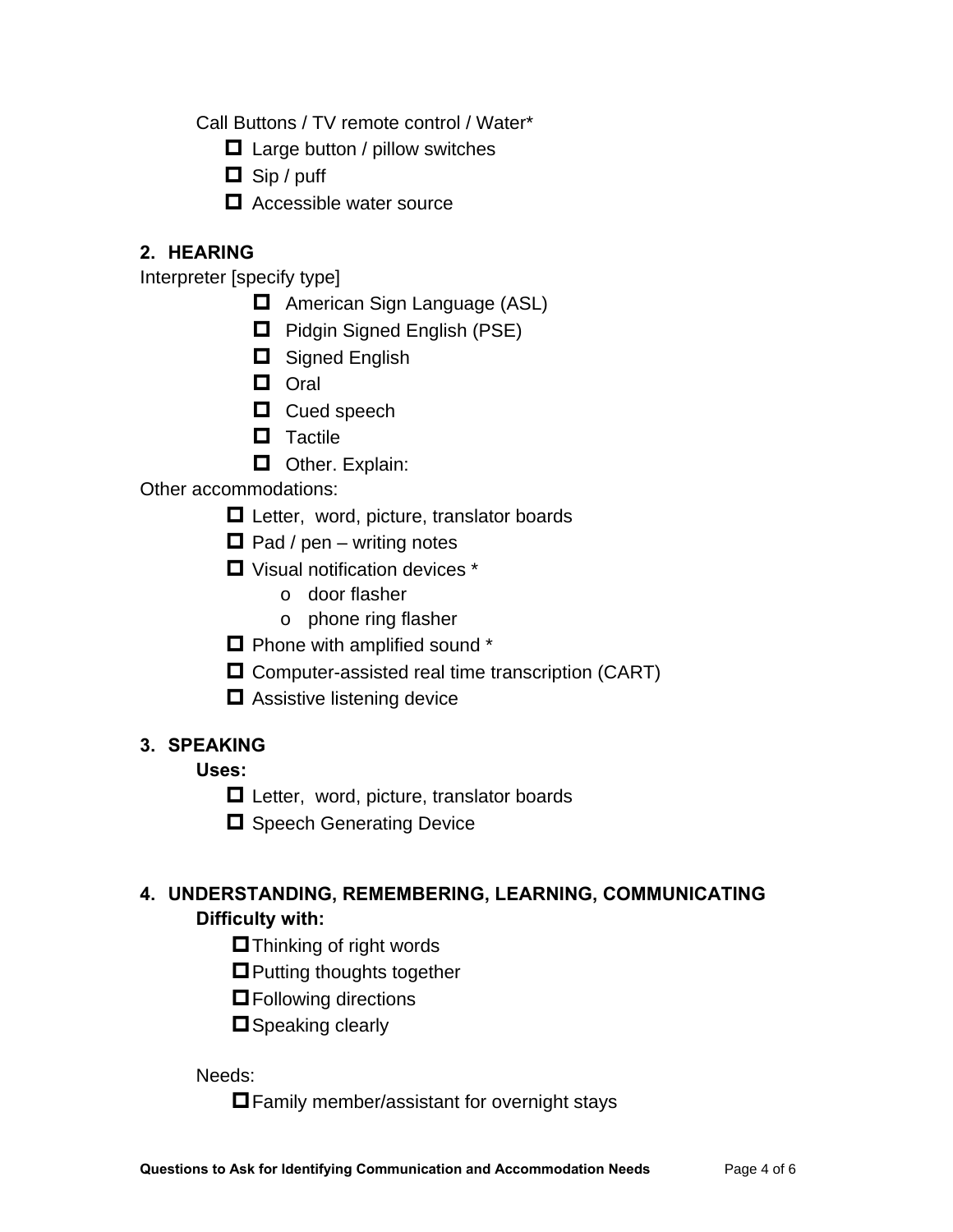Call Buttons / TV remote control / Water*

- ☐ Large button / pillow switches
- ☐ Sip / puff
- ☐ Accessible water source

## 2. HEARING

Interpreter [specify type]

- ☐ American Sign Language (ASL)
- ☐ Pidgin Signed English (PSE)
- ☐ Signed English
- ☐ Oral
- ☐ Cued speech
- ☐ Tactile
- ☐ Other. Explain:

Other accommodations:

- ☐ Letter, word, picture, translator boards
- ☐ Pad / pen – writing notes
- ☐ Visual notification devices *
  - door flasher
  - phone ring flasher
- ☐ Phone with amplified sound *
- ☐ Computer-assisted real time transcription (CART)
- ☐ Assistive listening device

## 3. SPEAKING

**Uses:**

- ☐ Letter, word, picture, translator boards
- ☐ Speech Generating Device

## 4. UNDERSTANDING, REMEMBERING, LEARNING, COMMUNICATING

**Difficulty with:**

- ☐ Thinking of right words
- ☐ Putting thoughts together
- ☐ Following directions
- ☐ Speaking clearly

Needs:

- ☐ Family member/assistant for overnight stays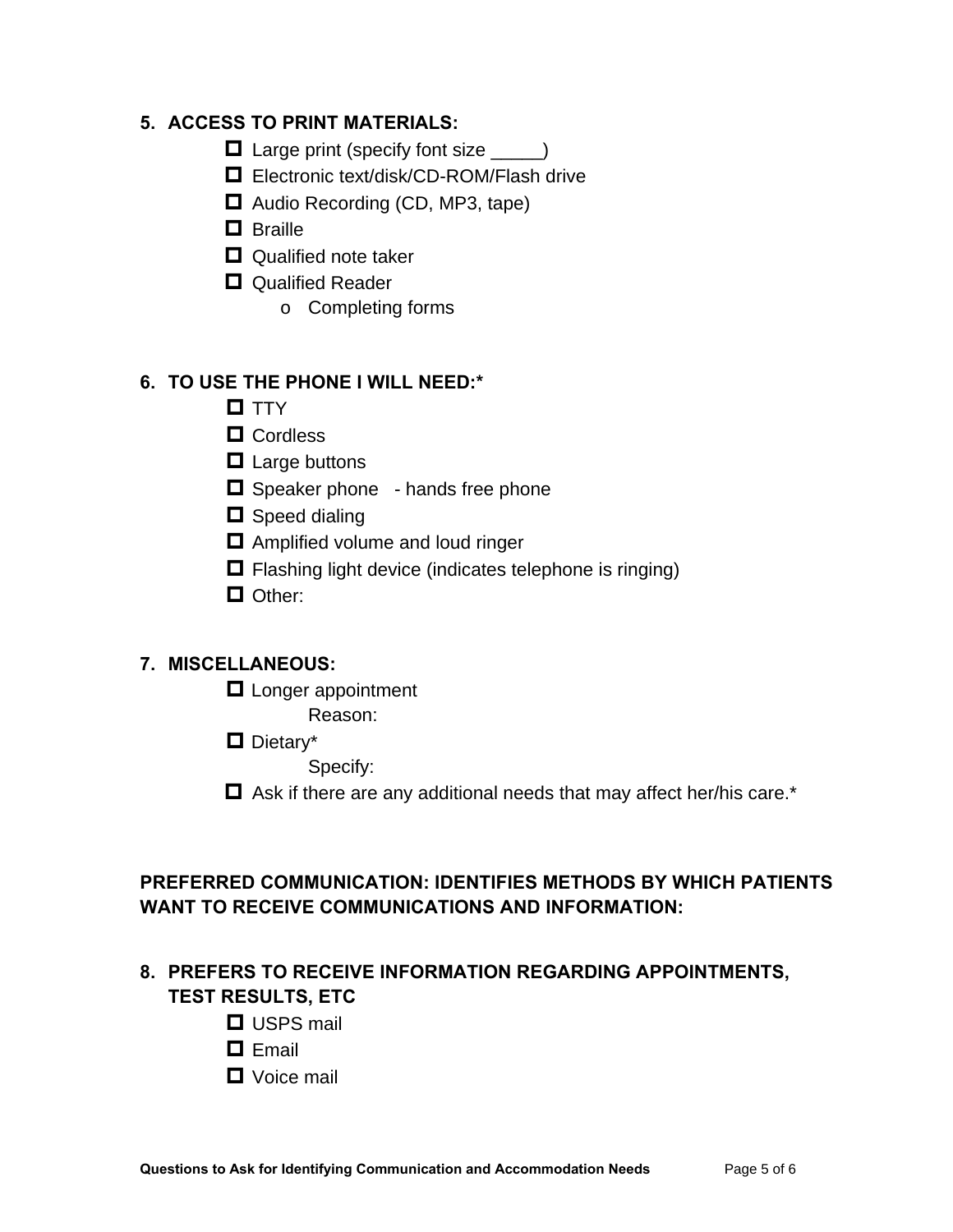5. **ACCESS TO PRINT MATERIALS:**
   - ☐ Large print (specify font size _____)
   - ☐ Electronic text/disk/CD-ROM/Flash drive
   - ☐ Audio Recording (CD, MP3, tape)
   - ☐ Braille
   - ☐ Qualified note taker
   - ☐ Qualified Reader
     - Completing forms

6. **TO USE THE PHONE I WILL NEED:***
   - ☐ TTY
   - ☐ Cordless
   - ☐ Large buttons
   - ☐ Speaker phone - hands free phone
   - ☐ Speed dialing
   - ☐ Amplified volume and loud ringer
   - ☐ Flashing light device (indicates telephone is ringing)
   - ☐ Other:

7. **MISCELLANEOUS:**
   - ☐ Longer appointment

     Reason:
   - ☐ Dietary*

     Specify:
   - ☐ Ask if there are any additional needs that may affect her/his care.*

**PREFERRED COMMUNICATION: IDENTIFIES METHODS BY WHICH PATIENTS WANT TO RECEIVE COMMUNICATIONS AND INFORMATION:**

8. **PREFERS TO RECEIVE INFORMATION REGARDING APPOINTMENTS, TEST RESULTS, ETC**
   - ☐ USPS mail
   - ☐ Email
   - ☐ Voice mail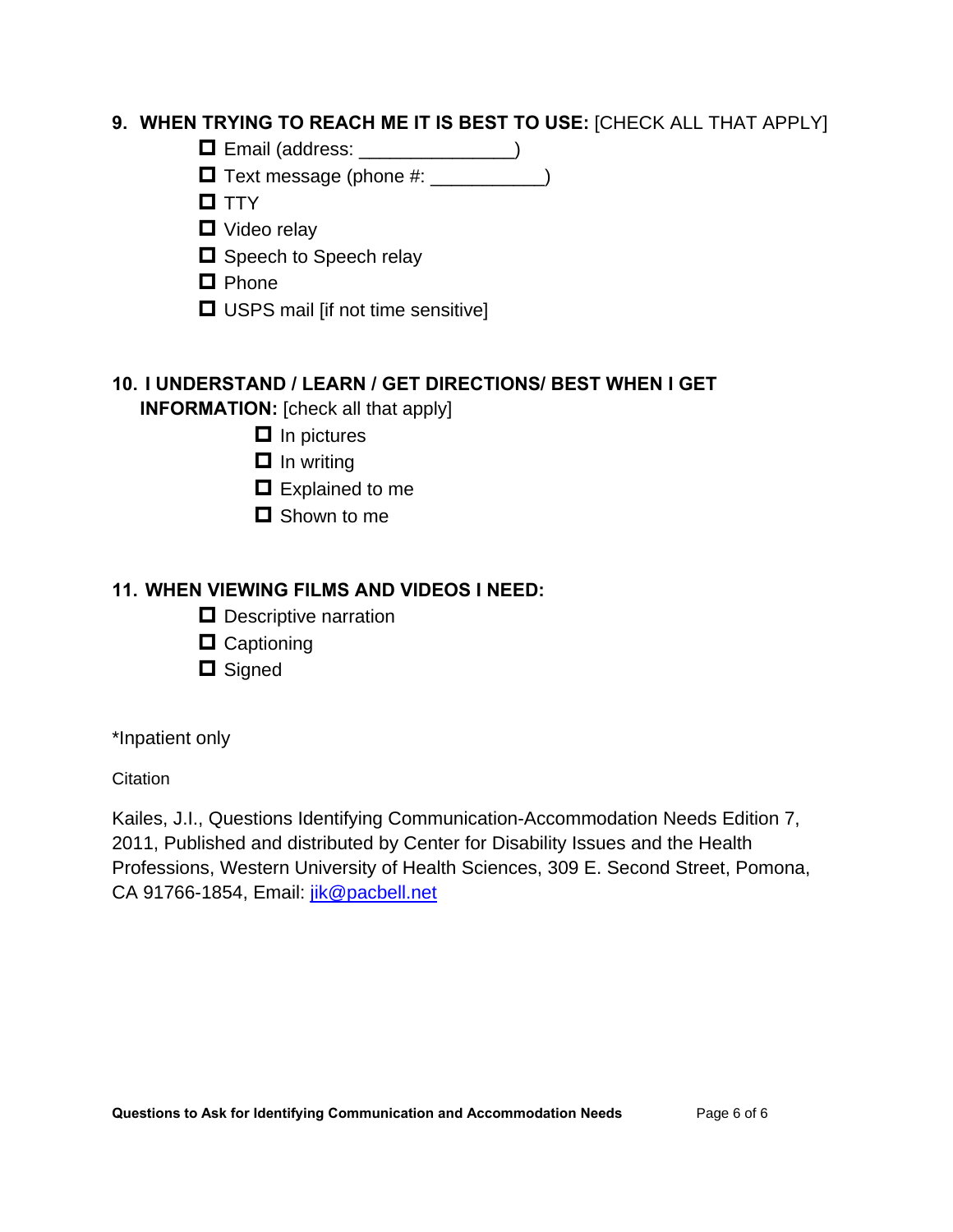**9. WHEN TRYING TO REACH ME IT IS BEST TO USE:** [CHECK ALL THAT APPLY]

- ☐ Email (address: _______________)
- ☐ Text message (phone #: ___________)
- ☐ TTY
- ☐ Video relay
- ☐ Speech to Speech relay
- ☐ Phone
- ☐ USPS mail [if not time sensitive]

**10. I UNDERSTAND / LEARN / GET DIRECTIONS/ BEST WHEN I GET INFORMATION:** [check all that apply]

- ☐ In pictures
- ☐ In writing
- ☐ Explained to me
- ☐ Shown to me

**11. WHEN VIEWING FILMS AND VIDEOS I NEED:**

- ☐ Descriptive narration
- ☐ Captioning
- ☐ Signed

*Inpatient only

Citation

Kailes, J.I., Questions Identifying Communication-Accommodation Needs Edition 7, 2011, Published and distributed by Center for Disability Issues and the Health Professions, Western University of Health Sciences, 309 E. Second Street, Pomona, CA 91766-1854, Email: [jik@pacbell.net](mailto:jik@pacbell.net)